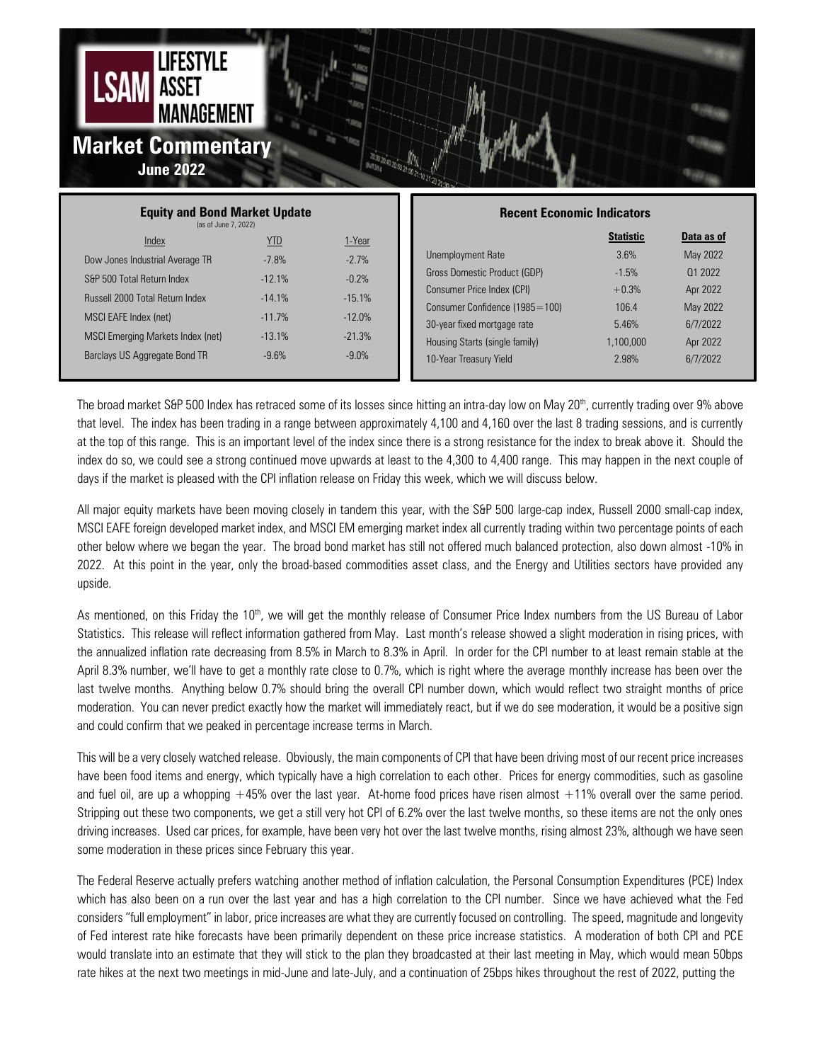# LSAM Lifestyle Asset Management

## Market Commentary

**June 2022**

**Equity and Bond Market Update**
(as of June 7, 2022)

| Index | YTD | 1-Year |
|---|---|---|
| Dow Jones Industrial Average TR | -7.8% | -2.7% |
| S&P 500 Total Return Index | -12.1% | -0.2% |
| Russell 2000 Total Return Index | -14.1% | -15.1% |
| MSCI EAFE Index (net) | -11.7% | -12.0% |
| MSCI Emerging Markets Index (net) | -13.1% | -21.3% |
| Barclays US Aggregate Bond TR | -9.6% | -9.0% |

**Recent Economic Indicators**

| | Statistic | Data as of |
|---|---|---|
| Unemployment Rate | 3.6% | May 2022 |
| Gross Domestic Product (GDP) | -1.5% | Q1 2022 |
| Consumer Price Index (CPI) | +0.3% | Apr 2022 |
| Consumer Confidence (1985=100) | 106.4 | May 2022 |
| 30-year fixed mortgage rate | 5.46% | 6/7/2022 |
| Housing Starts (single family) | 1,100,000 | Apr 2022 |
| 10-Year Treasury Yield | 2.98% | 6/7/2022 |

The broad market S&P 500 Index has retraced some of its losses since hitting an intra-day low on May 20th, currently trading over 9% above that level. The index has been trading in a range between approximately 4,100 and 4,160 over the last 8 trading sessions, and is currently at the top of this range. This is an important level of the index since there is a strong resistance for the index to break above it. Should the index do so, we could see a strong continued move upwards at least to the 4,300 to 4,400 range. This may happen in the next couple of days if the market is pleased with the CPI inflation release on Friday this week, which we will discuss below.

All major equity markets have been moving closely in tandem this year, with the S&P 500 large-cap index, Russell 2000 small-cap index, MSCI EAFE foreign developed market index, and MSCI EM emerging market index all currently trading within two percentage points of each other below where we began the year. The broad bond market has still not offered much balanced protection, also down almost -10% in 2022. At this point in the year, only the broad-based commodities asset class, and the Energy and Utilities sectors have provided any upside.

As mentioned, on this Friday the 10th, we will get the monthly release of Consumer Price Index numbers from the US Bureau of Labor Statistics. This release will reflect information gathered from May. Last month's release showed a slight moderation in rising prices, with the annualized inflation rate decreasing from 8.5% in March to 8.3% in April. In order for the CPI number to at least remain stable at the April 8.3% number, we'll have to get a monthly rate close to 0.7%, which is right where the average monthly increase has been over the last twelve months. Anything below 0.7% should bring the overall CPI number down, which would reflect two straight months of price moderation. You can never predict exactly how the market will immediately react, but if we do see moderation, it would be a positive sign and could confirm that we peaked in percentage increase terms in March.

This will be a very closely watched release. Obviously, the main components of CPI that have been driving most of our recent price increases have been food items and energy, which typically have a high correlation to each other. Prices for energy commodities, such as gasoline and fuel oil, are up a whopping +45% over the last year. At-home food prices have risen almost +11% overall over the same period. Stripping out these two components, we get a still very hot CPI of 6.2% over the last twelve months, so these items are not the only ones driving increases. Used car prices, for example, have been very hot over the last twelve months, rising almost 23%, although we have seen some moderation in these prices since February this year.

The Federal Reserve actually prefers watching another method of inflation calculation, the Personal Consumption Expenditures (PCE) Index which has also been on a run over the last year and has a high correlation to the CPI number. Since we have achieved what the Fed considers "full employment" in labor, price increases are what they are currently focused on controlling. The speed, magnitude and longevity of Fed interest rate hike forecasts have been primarily dependent on these price increase statistics. A moderation of both CPI and PCE would translate into an estimate that they will stick to the plan they broadcasted at their last meeting in May, which would mean 50bps rate hikes at the next two meetings in mid-June and late-July, and a continuation of 25bps hikes throughout the rest of 2022, putting the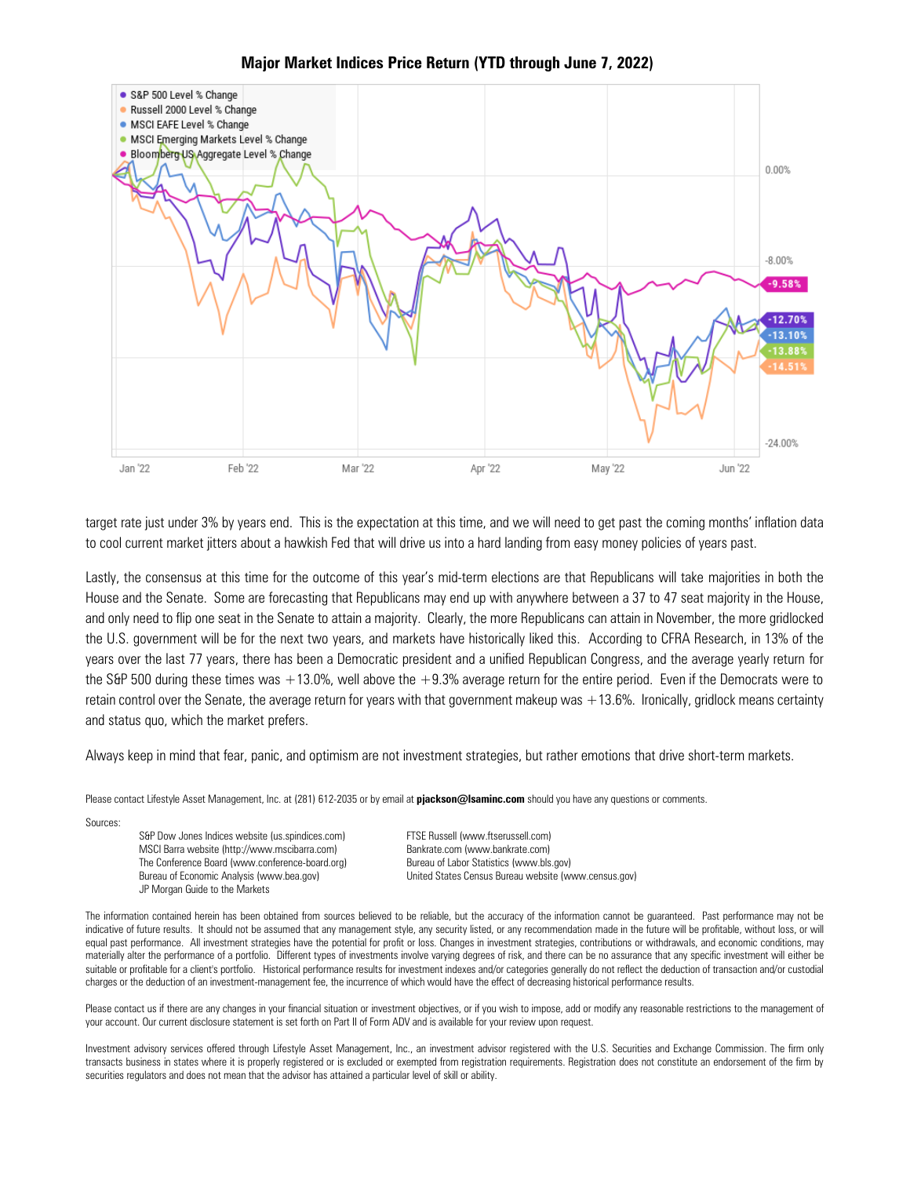**Major Market Indices Price Return (YTD through June 7, 2022)**

S&P 500 Level % Change
Russell 2000 Level % Change
MSCI EAFE Level % Change
MSCI Emerging Markets Level % Change
Bloomberg US Aggregate Level % Change

0.00%
-8.00%
-24.00%

-9.58%
-12.70%
-13.10%
-13.88%
-14.51%

Jan '22 Feb '22 Mar '22 Apr '22 May '22 Jun '22

target rate just under 3% by years end. This is the expectation at this time, and we will need to get past the coming months' inflation data to cool current market jitters about a hawkish Fed that will drive us into a hard landing from easy money policies of years past.

Lastly, the consensus at this time for the outcome of this year's mid-term elections are that Republicans will take majorities in both the House and the Senate. Some are forecasting that Republicans may end up with anywhere between a 37 to 47 seat majority in the House, and only need to flip one seat in the Senate to attain a majority. Clearly, the more Republicans can attain in November, the more gridlocked the U.S. government will be for the next two years, and markets have historically liked this. According to CFRA Research, in 13% of the years over the last 77 years, there has been a Democratic president and a unified Republican Congress, and the average yearly return for the S&P 500 during these times was +13.0%, well above the +9.3% average return for the entire period. Even if the Democrats were to retain control over the Senate, the average return for years with that government makeup was +13.6%. Ironically, gridlock means certainty and status quo, which the market prefers.

Always keep in mind that fear, panic, and optimism are not investment strategies, but rather emotions that drive short-term markets.

Please contact Lifestyle Asset Management, Inc. at (281) 612-2035 or by email at **pjackson@lsaminc.com** should you have any questions or comments.

Sources:

- S&P Dow Jones Indices website (us.spindices.com)
- MSCI Barra website (http://www.mscibarra.com)
- The Conference Board (www.conference-board.org)
- Bureau of Economic Analysis (www.bea.gov)
- JP Morgan Guide to the Markets
- FTSE Russell (www.ftserussell.com)
- Bankrate.com (www.bankrate.com)
- Bureau of Labor Statistics (www.bls.gov)
- United States Census Bureau website (www.census.gov)

The information contained herein has been obtained from sources believed to be reliable, but the accuracy of the information cannot be guaranteed. Past performance may not be indicative of future results. It should not be assumed that any management style, any security listed, or any recommendation made in the future will be profitable, without loss, or will equal past performance. All investment strategies have the potential for profit or loss. Changes in investment strategies, contributions or withdrawals, and economic conditions, may materially alter the performance of a portfolio. Different types of investments involve varying degrees of risk, and there can be no assurance that any specific investment will either be suitable or profitable for a client's portfolio. Historical performance results for investment indexes and/or categories generally do not reflect the deduction of transaction and/or custodial charges or the deduction of an investment-management fee, the incurrence of which would have the effect of decreasing historical performance results.

Please contact us if there are any changes in your financial situation or investment objectives, or if you wish to impose, add or modify any reasonable restrictions to the management of your account. Our current disclosure statement is set forth on Part II of Form ADV and is available for your review upon request.

Investment advisory services offered through Lifestyle Asset Management, Inc., an investment advisor registered with the U.S. Securities and Exchange Commission. The firm only transacts business in states where it is properly registered or is excluded or exempted from registration requirements. Registration does not constitute an endorsement of the firm by securities regulators and does not mean that the advisor has attained a particular level of skill or ability.